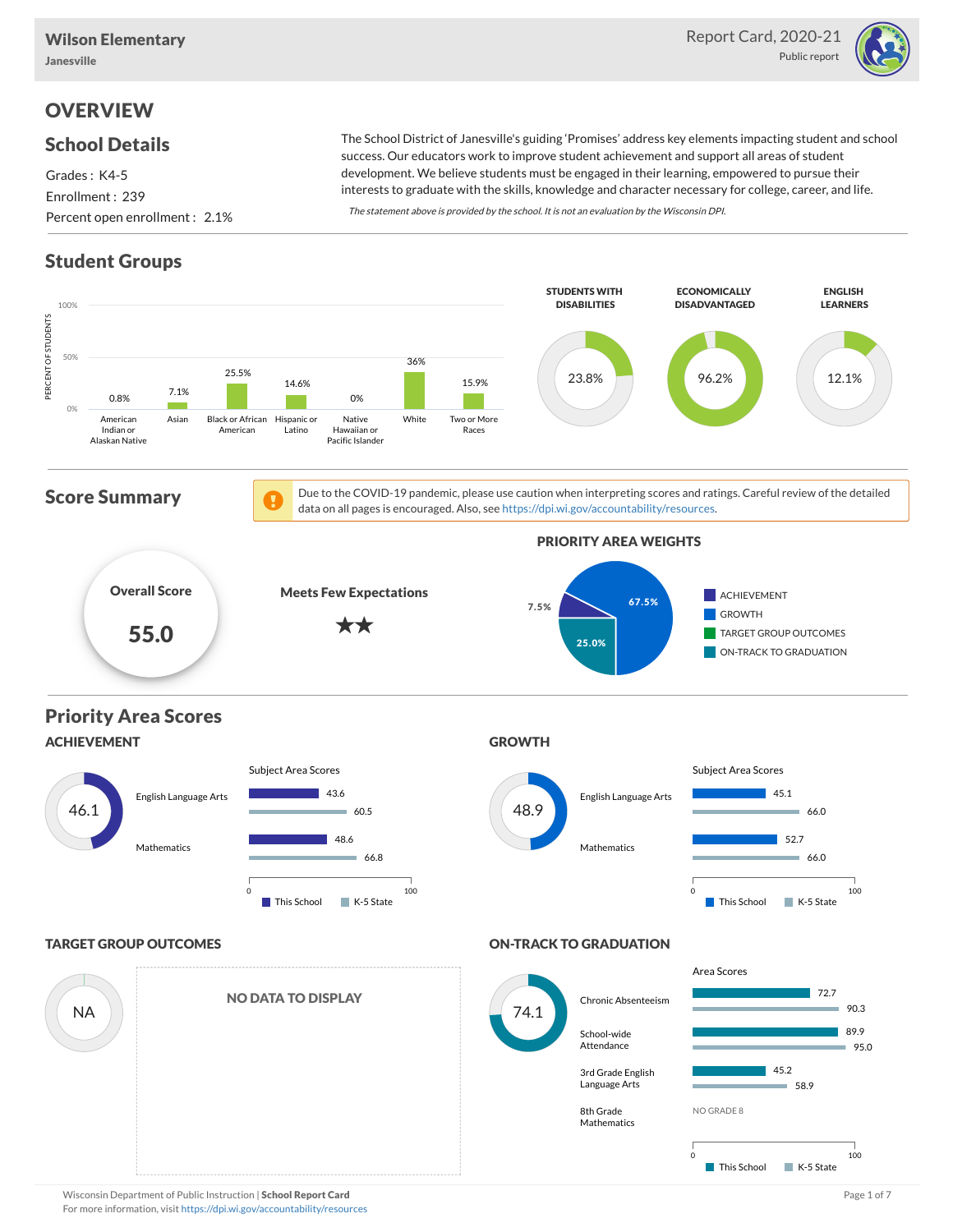# Wilson Elementary

**Janesville**

Report Card, 2020-21

Public report

## OVERVIEW

### School Details

Grades : K4-5

Enrollment : 239

Percent open enrollment : 2.1%

The School District of Janesville's guiding 'Promises' address key elements impacting student and school success. Our educators work to improve student achievement and support all areas of student development. We believe students must be engaged in their learning, empowered to pursue their interests to graduate with the skills, knowledge and character necessary for college, career, and life.

*The statement above is provided by the school. It is not an evaluation by the Wisconsin DPI.*

### Student Groups

| Race/Ethnicity | Percent of Students |
|---|---|
| American Indian or Alaskan Native | 0.8% |
| Asian | 7.1% |
| Black or African American | 25.5% |
| Hispanic or Latino | 14.6% |
| Native Hawaiian or Pacific Islander | 0% |
| White | 36% |
| Two or More Races | 15.9% |

| Students with Disabilities | Economically Disadvantaged | English Learners |
|---|---|---|
| 23.8% | 96.2% | 12.1% |

### Score Summary

Due to the COVID-19 pandemic, please use caution when interpreting scores and ratings. Careful review of the detailed data on all pages is encouraged. Also, see https://dpi.wi.gov/accountability/resources.

**Overall Score:** 55.0

**Meets Few Expectations** ★★

**PRIORITY AREA WEIGHTS**

| Priority Area | Weight |
|---|---|
| Achievement | 7.5% |
| Growth | 67.5% |
| Target Group Outcomes | |
| On-Track to Graduation | 25.0% |

### Priority Area Scores

#### ACHIEVEMENT

Score: 46.1

| Subject Area Scores | This School | K-5 State |
|---|---|---|
| English Language Arts | 43.6 | 60.5 |
| Mathematics | 48.6 | 66.8 |

#### GROWTH

Score: 48.9

| Subject Area Scores | This School | K-5 State |
|---|---|---|
| English Language Arts | 45.1 | 66.0 |
| Mathematics | 52.7 | 66.0 |

#### TARGET GROUP OUTCOMES

Score: NA

NO DATA TO DISPLAY

#### ON-TRACK TO GRADUATION

Score: 74.1

| Area Scores | This School | K-5 State |
|---|---|---|
| Chronic Absenteeism | 72.7 | 90.3 |
| School-wide Attendance | 89.9 | 95.0 |
| 3rd Grade English Language Arts | 45.2 | 58.9 |
| 8th Grade Mathematics | NO GRADE 8 | |

Wisconsin Department of Public Instruction | **School Report Card**

For more information, visit https://dpi.wi.gov/accountability/resources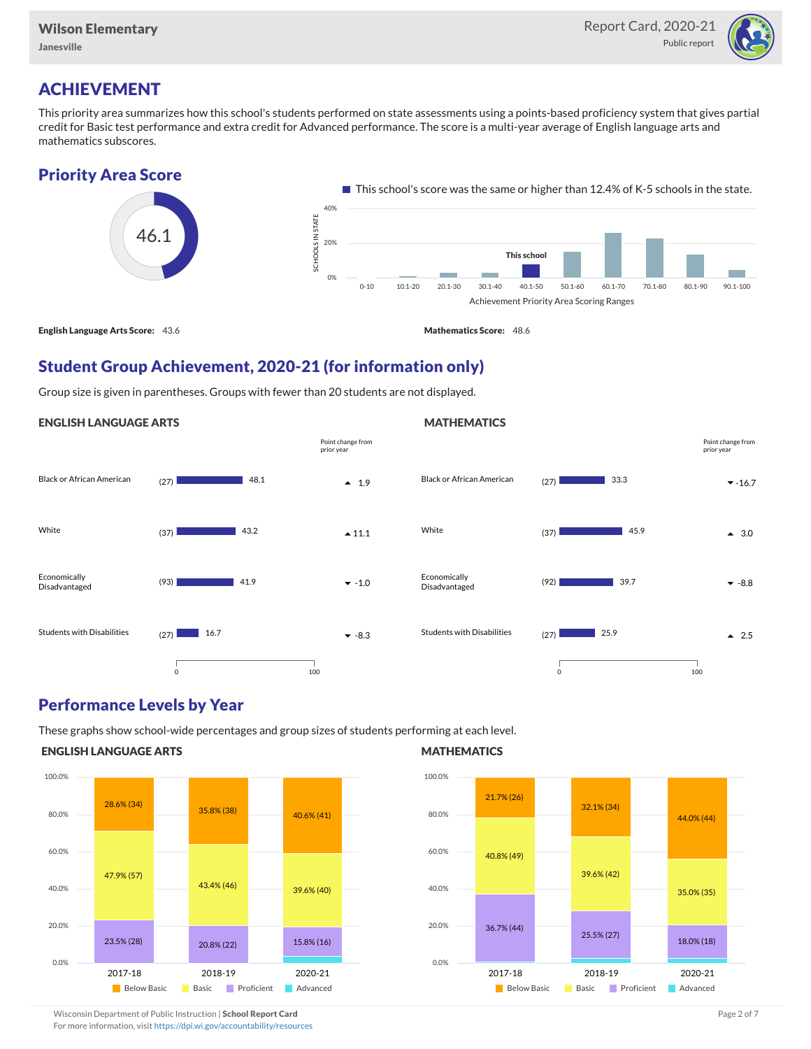# ACHIEVEMENT

This priority area summarizes how this school's students performed on state assessments using a points-based proficiency system that gives partial credit for Basic test performance and extra credit for Advanced performance. The score is a multi-year average of English language arts and mathematics subscores.

## Priority Area Score

46.1

This school's score was the same or higher than 12.4% of K-5 schools in the state.

**English Language Arts Score:** 43.6

**Mathematics Score:** 48.6

## Student Group Achievement, 2020-21 (for information only)

Group size is given in parentheses. Groups with fewer than 20 students are not displayed.

### ENGLISH LANGUAGE ARTS

| Group | Size | Score | Point change from prior year |
|---|---|---|---|
| Black or African American | (27) | 48.1 | ▲ 1.9 |
| White | (37) | 43.2 | ▲ 11.1 |
| Economically Disadvantaged | (93) | 41.9 | ▼ -1.0 |
| Students with Disabilities | (27) | 16.7 | ▼ -8.3 |

### MATHEMATICS

| Group | Size | Score | Point change from prior year |
|---|---|---|---|
| Black or African American | (27) | 33.3 | ▼ -16.7 |
| White | (37) | 45.9 | ▲ 3.0 |
| Economically Disadvantaged | (92) | 39.7 | ▼ -8.8 |
| Students with Disabilities | (27) | 25.9 | ▲ 2.5 |

## Performance Levels by Year

These graphs show school-wide percentages and group sizes of students performing at each level.

### ENGLISH LANGUAGE ARTS

| Level | 2017-18 | 2018-19 | 2020-21 |
|---|---|---|---|
| Below Basic | 28.6% (34) | 35.8% (38) | 40.6% (41) |
| Basic | 47.9% (57) | 43.4% (46) | 39.6% (40) |
| Proficient | 23.5% (28) | 20.8% (22) | 15.8% (16) |
| Advanced | | | |

### MATHEMATICS

| Level | 2017-18 | 2018-19 | 2020-21 |
|---|---|---|---|
| Below Basic | 21.7% (26) | 32.1% (34) | 44.0% (44) |
| Basic | 40.8% (49) | 39.6% (42) | 35.0% (35) |
| Proficient | 36.7% (44) | 25.5% (27) | 18.0% (18) |
| Advanced | | | |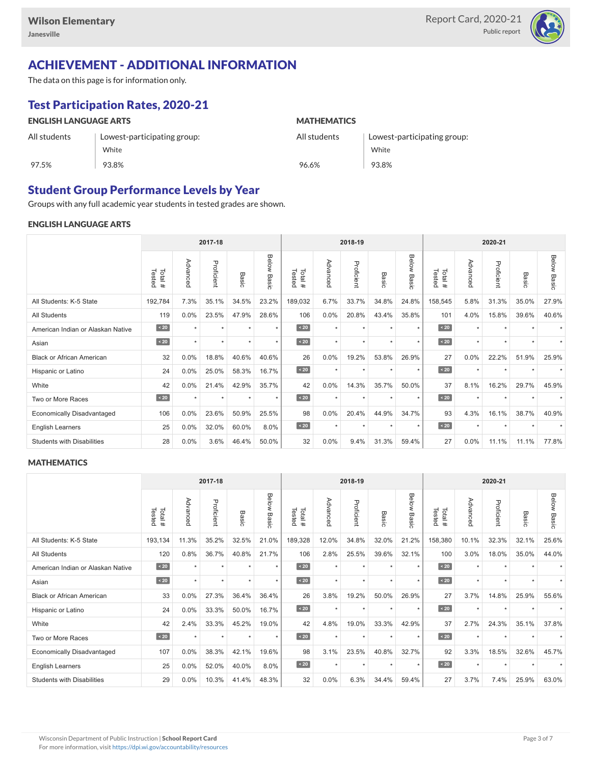Wilson Elementary
Janesville

Report Card, 2020-21
Public report

# ACHIEVEMENT - ADDITIONAL INFORMATION

The data on this page is for information only.

## Test Participation Rates, 2020-21

### ENGLISH LANGUAGE ARTS

| All students | Lowest-participating group: White |
|---|---|
| 97.5% | 93.8% |

### MATHEMATICS

| All students | Lowest-participating group: White |
|---|---|
| 96.6% | 93.8% |

## Student Group Performance Levels by Year

Groups with any full academic year students in tested grades are shown.

### ENGLISH LANGUAGE ARTS

| | 2017-18 | | | | | 2018-19 | | | | | 2020-21 | | | | |
|---|---|---|---|---|---|---|---|---|---|---|---|---|---|---|---|
| | Total # Tested | Advanced | Proficient | Basic | Below Basic | Total # Tested | Advanced | Proficient | Basic | Below Basic | Total # Tested | Advanced | Proficient | Basic | Below Basic |
| All Students: K-5 State | 192,784 | 7.3% | 35.1% | 34.5% | 23.2% | 189,032 | 6.7% | 33.7% | 34.8% | 24.8% | 158,545 | 5.8% | 31.3% | 35.0% | 27.9% |
| All Students | 119 | 0.0% | 23.5% | 47.9% | 28.6% | 106 | 0.0% | 20.8% | 43.4% | 35.8% | 101 | 4.0% | 15.8% | 39.6% | 40.6% |
| American Indian or Alaskan Native | < 20 | * | * | * | * | < 20 | * | * | * | * | < 20 | * | * | * | * |
| Asian | < 20 | * | * | * | * | < 20 | * | * | * | * | < 20 | * | * | * | * |
| Black or African American | 32 | 0.0% | 18.8% | 40.6% | 40.6% | 26 | 0.0% | 19.2% | 53.8% | 26.9% | 27 | 0.0% | 22.2% | 51.9% | 25.9% |
| Hispanic or Latino | 24 | 0.0% | 25.0% | 58.3% | 16.7% | < 20 | * | * | * | * | < 20 | * | * | * | * |
| White | 42 | 0.0% | 21.4% | 42.9% | 35.7% | 42 | 0.0% | 14.3% | 35.7% | 50.0% | 37 | 8.1% | 16.2% | 29.7% | 45.9% |
| Two or More Races | < 20 | * | * | * | * | < 20 | * | * | * | * | < 20 | * | * | * | * |
| Economically Disadvantaged | 106 | 0.0% | 23.6% | 50.9% | 25.5% | 98 | 0.0% | 20.4% | 44.9% | 34.7% | 93 | 4.3% | 16.1% | 38.7% | 40.9% |
| English Learners | 25 | 0.0% | 32.0% | 60.0% | 8.0% | < 20 | * | * | * | * | < 20 | * | * | * | * |
| Students with Disabilities | 28 | 0.0% | 3.6% | 46.4% | 50.0% | 32 | 0.0% | 9.4% | 31.3% | 59.4% | 27 | 0.0% | 11.1% | 11.1% | 77.8% |

### MATHEMATICS

| | 2017-18 | | | | | 2018-19 | | | | | 2020-21 | | | | |
|---|---|---|---|---|---|---|---|---|---|---|---|---|---|---|---|
| | Total # Tested | Advanced | Proficient | Basic | Below Basic | Total # Tested | Advanced | Proficient | Basic | Below Basic | Total # Tested | Advanced | Proficient | Basic | Below Basic |
| All Students: K-5 State | 193,134 | 11.3% | 35.2% | 32.5% | 21.0% | 189,328 | 12.0% | 34.8% | 32.0% | 21.2% | 158,380 | 10.1% | 32.3% | 32.1% | 25.6% |
| All Students | 120 | 0.8% | 36.7% | 40.8% | 21.7% | 106 | 2.8% | 25.5% | 39.6% | 32.1% | 100 | 3.0% | 18.0% | 35.0% | 44.0% |
| American Indian or Alaskan Native | < 20 | * | * | * | * | < 20 | * | * | * | * | < 20 | * | * | * | * |
| Asian | < 20 | * | * | * | * | < 20 | * | * | * | * | < 20 | * | * | * | * |
| Black or African American | 33 | 0.0% | 27.3% | 36.4% | 36.4% | 26 | 3.8% | 19.2% | 50.0% | 26.9% | 27 | 3.7% | 14.8% | 25.9% | 55.6% |
| Hispanic or Latino | 24 | 0.0% | 33.3% | 50.0% | 16.7% | < 20 | * | * | * | * | < 20 | * | * | * | * |
| White | 42 | 2.4% | 33.3% | 45.2% | 19.0% | 42 | 4.8% | 19.0% | 33.3% | 42.9% | 37 | 2.7% | 24.3% | 35.1% | 37.8% |
| Two or More Races | < 20 | * | * | * | * | < 20 | * | * | * | * | < 20 | * | * | * | * |
| Economically Disadvantaged | 107 | 0.0% | 38.3% | 42.1% | 19.6% | 98 | 3.1% | 23.5% | 40.8% | 32.7% | 92 | 3.3% | 18.5% | 32.6% | 45.7% |
| English Learners | 25 | 0.0% | 52.0% | 40.0% | 8.0% | < 20 | * | * | * | * | < 20 | * | * | * | * |
| Students with Disabilities | 29 | 0.0% | 10.3% | 41.4% | 48.3% | 32 | 0.0% | 6.3% | 34.4% | 59.4% | 27 | 3.7% | 7.4% | 25.9% | 63.0% |

Wisconsin Department of Public Instruction | **School Report Card**
For more information, visit https://dpi.wi.gov/accountability/resources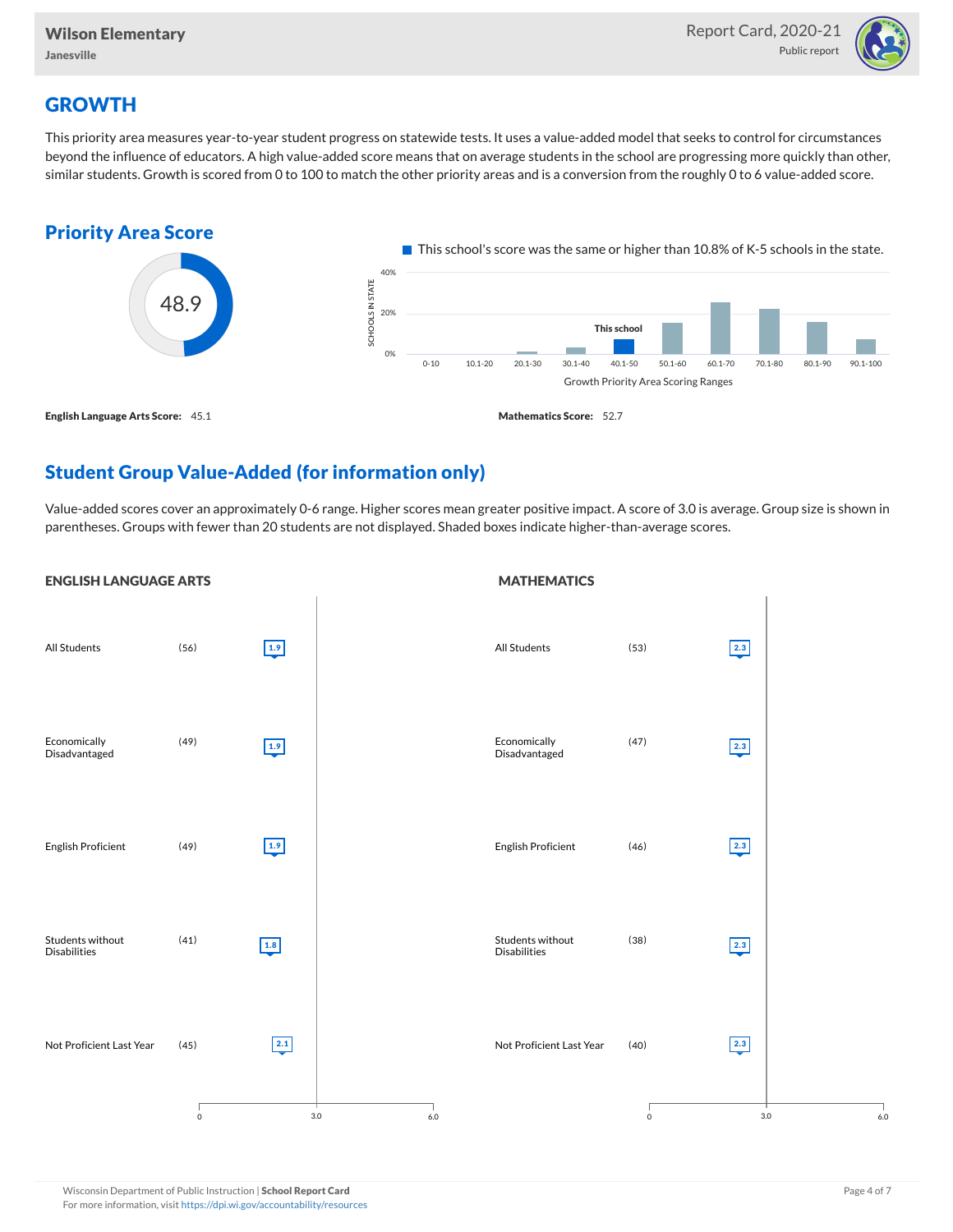Wilson Elementary
Janesville

Report Card, 2020-21
Public report

## GROWTH

This priority area measures year-to-year student progress on statewide tests. It uses a value-added model that seeks to control for circumstances beyond the influence of educators. A high value-added score means that on average students in the school are progressing more quickly than other, similar students. Growth is scored from 0 to 100 to match the other priority areas and is a conversion from the roughly 0 to 6 value-added score.

### Priority Area Score

48.9

This school's score was the same or higher than 10.8% of K-5 schools in the state.

Growth Priority Area Scoring Ranges: 0-10, 10.1-20, 20.1-30, 30.1-40, 40.1-50 (This school), 50.1-60, 60.1-70, 70.1-80, 80.1-90, 90.1-100

**English Language Arts Score:** 45.1

**Mathematics Score:** 52.7

### Student Group Value-Added (for information only)

Value-added scores cover an approximately 0-6 range. Higher scores mean greater positive impact. A score of 3.0 is average. Group size is shown in parentheses. Groups with fewer than 20 students are not displayed. Shaded boxes indicate higher-than-average scores.

#### ENGLISH LANGUAGE ARTS

| Group | Size | Score |
| --- | --- | --- |
| All Students | (56) | 1.9 |
| Economically Disadvantaged | (49) | 1.9 |
| English Proficient | (49) | 1.9 |
| Students without Disabilities | (41) | 1.8 |
| Not Proficient Last Year | (45) | 2.1 |

#### MATHEMATICS

| Group | Size | Score |
| --- | --- | --- |
| All Students | (53) | 2.3 |
| Economically Disadvantaged | (47) | 2.3 |
| English Proficient | (46) | 2.3 |
| Students without Disabilities | (38) | 2.3 |
| Not Proficient Last Year | (40) | 2.3 |

Wisconsin Department of Public Instruction | **School Report Card**
For more information, visit https://dpi.wi.gov/accountability/resources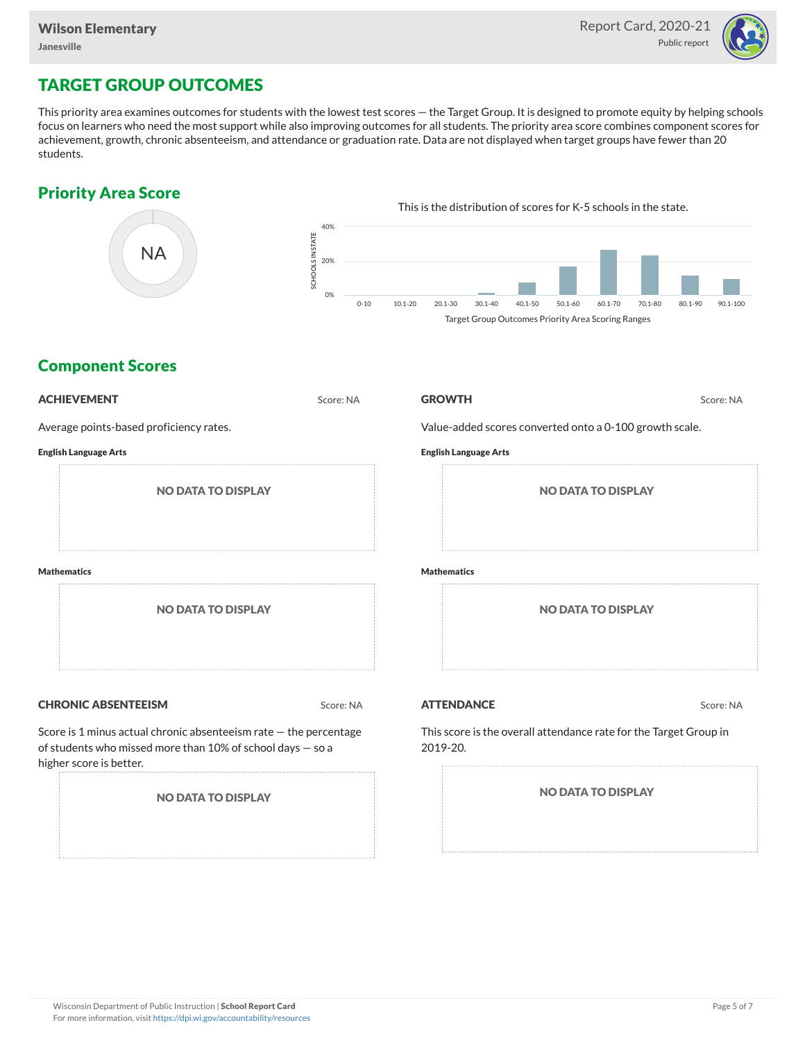Wilson Elementary
Janesville

Report Card, 2020-21
Public report

## TARGET GROUP OUTCOMES

This priority area examines outcomes for students with the lowest test scores — the Target Group. It is designed to promote equity by helping schools focus on learners who need the most support while also improving outcomes for all students. The priority area score combines component scores for achievement, growth, chronic absenteeism, and attendance or graduation rate. Data are not displayed when target groups have fewer than 20 students.

### Priority Area Score

NA

This is the distribution of scores for K-5 schools in the state.

SCHOOLS IN STATE: 40%, 20%, 0%

0-10 | 10.1-20 | 20.1-30 | 30.1-40 | 40.1-50 | 50.1-60 | 60.1-70 | 70.1-80 | 80.1-90 | 90.1-100

Target Group Outcomes Priority Area Scoring Ranges

### Component Scores

**ACHIEVEMENT** Score: NA

Average points-based proficiency rates.

**English Language Arts**

NO DATA TO DISPLAY

**Mathematics**

NO DATA TO DISPLAY

**GROWTH** Score: NA

Value-added scores converted onto a 0-100 growth scale.

**English Language Arts**

NO DATA TO DISPLAY

**Mathematics**

NO DATA TO DISPLAY

**CHRONIC ABSENTEEISM** Score: NA

Score is 1 minus actual chronic absenteeism rate — the percentage of students who missed more than 10% of school days — so a higher score is better.

NO DATA TO DISPLAY

**ATTENDANCE** Score: NA

This score is the overall attendance rate for the Target Group in 2019-20.

NO DATA TO DISPLAY

Wisconsin Department of Public Instruction | **School Report Card**
For more information, visit https://dpi.wi.gov/accountability/resources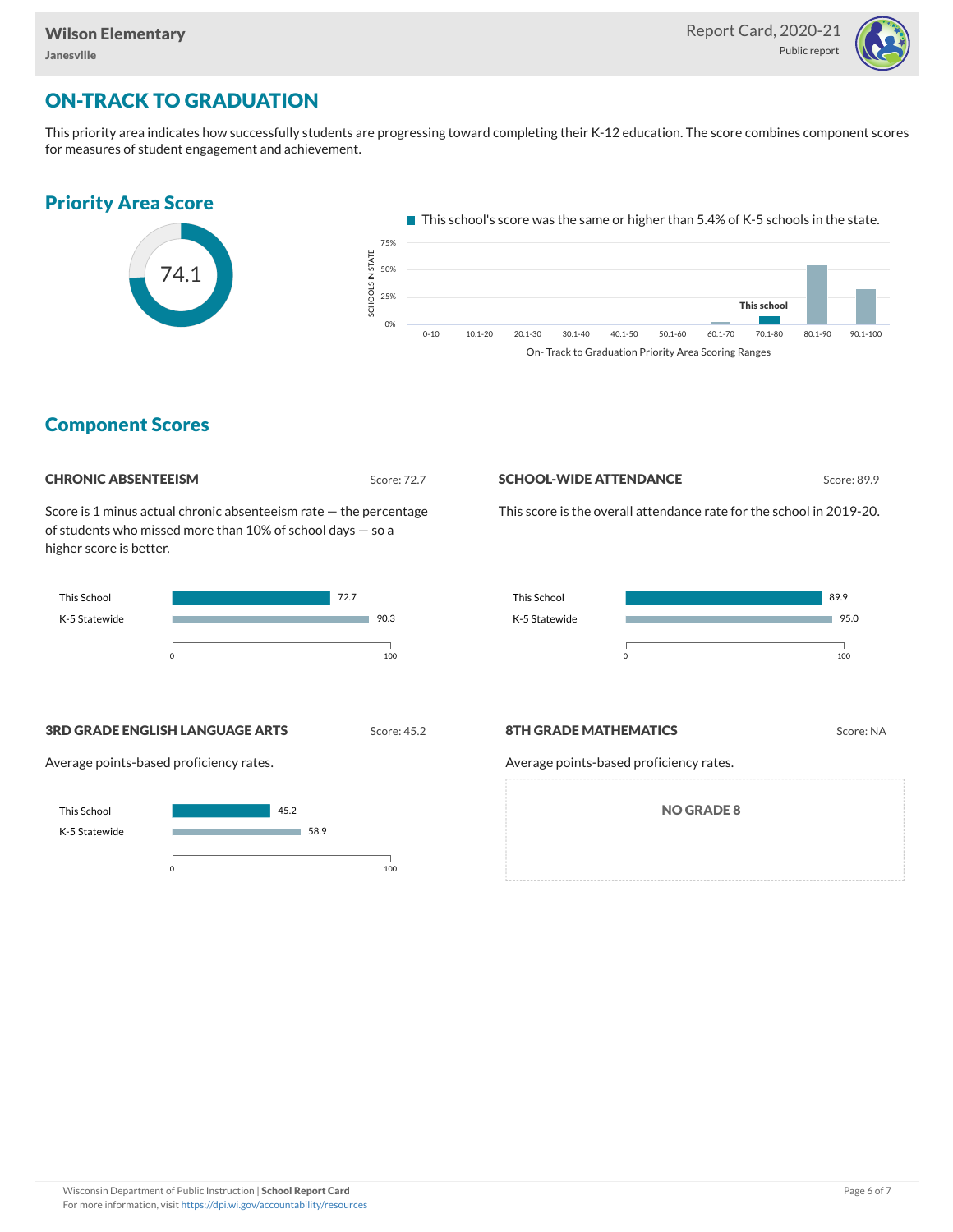## ON-TRACK TO GRADUATION

This priority area indicates how successfully students are progressing toward completing their K-12 education. The score combines component scores for measures of student engagement and achievement.

### Priority Area Score

74.1

This school's score was the same or higher than 5.4% of K-5 schools in the state.

### Component Scores

#### CHRONIC ABSENTEEISM

Score: 72.7

Score is 1 minus actual chronic absenteeism rate — the percentage of students who missed more than 10% of school days — so a higher score is better.

| | Score |
|---|---|
| This School | 72.7 |
| K-5 Statewide | 90.3 |

#### SCHOOL-WIDE ATTENDANCE

Score: 89.9

This score is the overall attendance rate for the school in 2019-20.

| | Score |
|---|---|
| This School | 89.9 |
| K-5 Statewide | 95.0 |

#### 3RD GRADE ENGLISH LANGUAGE ARTS

Score: 45.2

Average points-based proficiency rates.

| | Score |
|---|---|
| This School | 45.2 |
| K-5 Statewide | 58.9 |

#### 8TH GRADE MATHEMATICS

Score: NA

Average points-based proficiency rates.

NO GRADE 8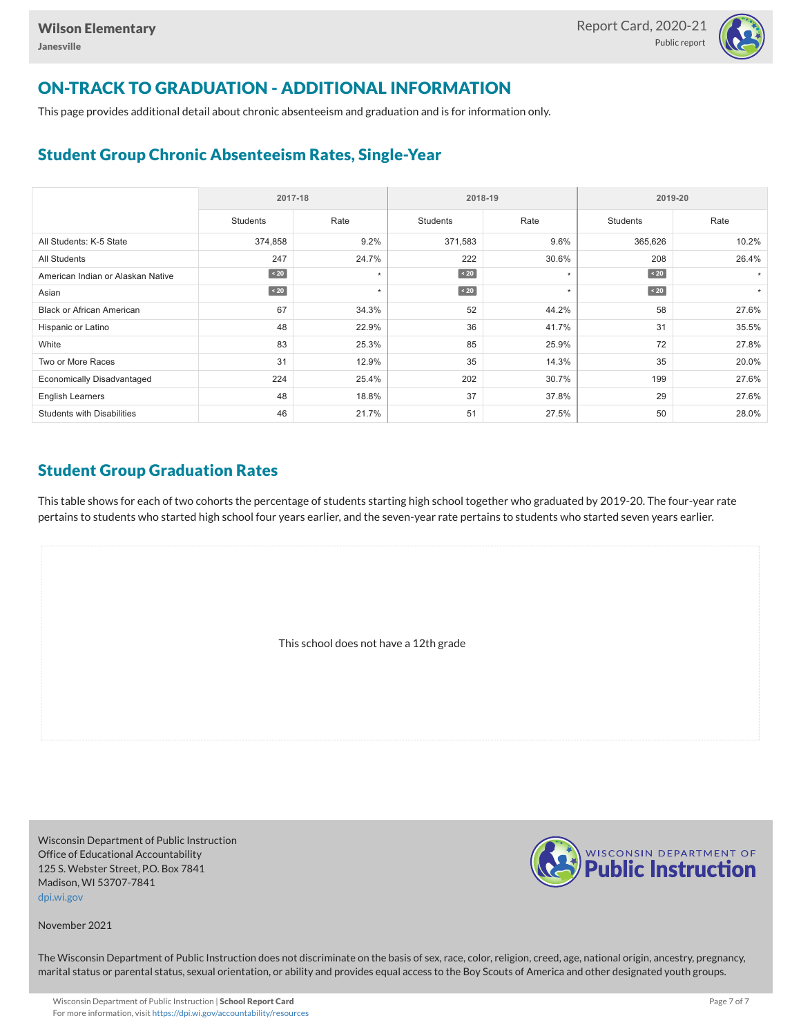## ON-TRACK TO GRADUATION - ADDITIONAL INFORMATION

This page provides additional detail about chronic absenteeism and graduation and is for information only.

### Student Group Chronic Absenteeism Rates, Single-Year

| | 2017-18 | | 2018-19 | | 2019-20 | |
|---|---|---|---|---|---|---|
| | Students | Rate | Students | Rate | Students | Rate |
| All Students: K-5 State | 374,858 | 9.2% | 371,583 | 9.6% | 365,626 | 10.2% |
| All Students | 247 | 24.7% | 222 | 30.6% | 208 | 26.4% |
| American Indian or Alaskan Native | < 20 | * | < 20 | * | < 20 | * |
| Asian | < 20 | * | < 20 | * | < 20 | * |
| Black or African American | 67 | 34.3% | 52 | 44.2% | 58 | 27.6% |
| Hispanic or Latino | 48 | 22.9% | 36 | 41.7% | 31 | 35.5% |
| White | 83 | 25.3% | 85 | 25.9% | 72 | 27.8% |
| Two or More Races | 31 | 12.9% | 35 | 14.3% | 35 | 20.0% |
| Economically Disadvantaged | 224 | 25.4% | 202 | 30.7% | 199 | 27.6% |
| English Learners | 48 | 18.8% | 37 | 37.8% | 29 | 27.6% |
| Students with Disabilities | 46 | 21.7% | 51 | 27.5% | 50 | 28.0% |

### Student Group Graduation Rates

This table shows for each of two cohorts the percentage of students starting high school together who graduated by 2019-20. The four-year rate pertains to students who started high school four years earlier, and the seven-year rate pertains to students who started seven years earlier.

This school does not have a 12th grade

Wisconsin Department of Public Instruction
Office of Educational Accountability
125 S. Webster Street, P.O. Box 7841
Madison, WI 53707-7841
dpi.wi.gov

November 2021

The Wisconsin Department of Public Instruction does not discriminate on the basis of sex, race, color, religion, creed, age, national origin, ancestry, pregnancy, marital status or parental status, sexual orientation, or ability and provides equal access to the Boy Scouts of America and other designated youth groups.